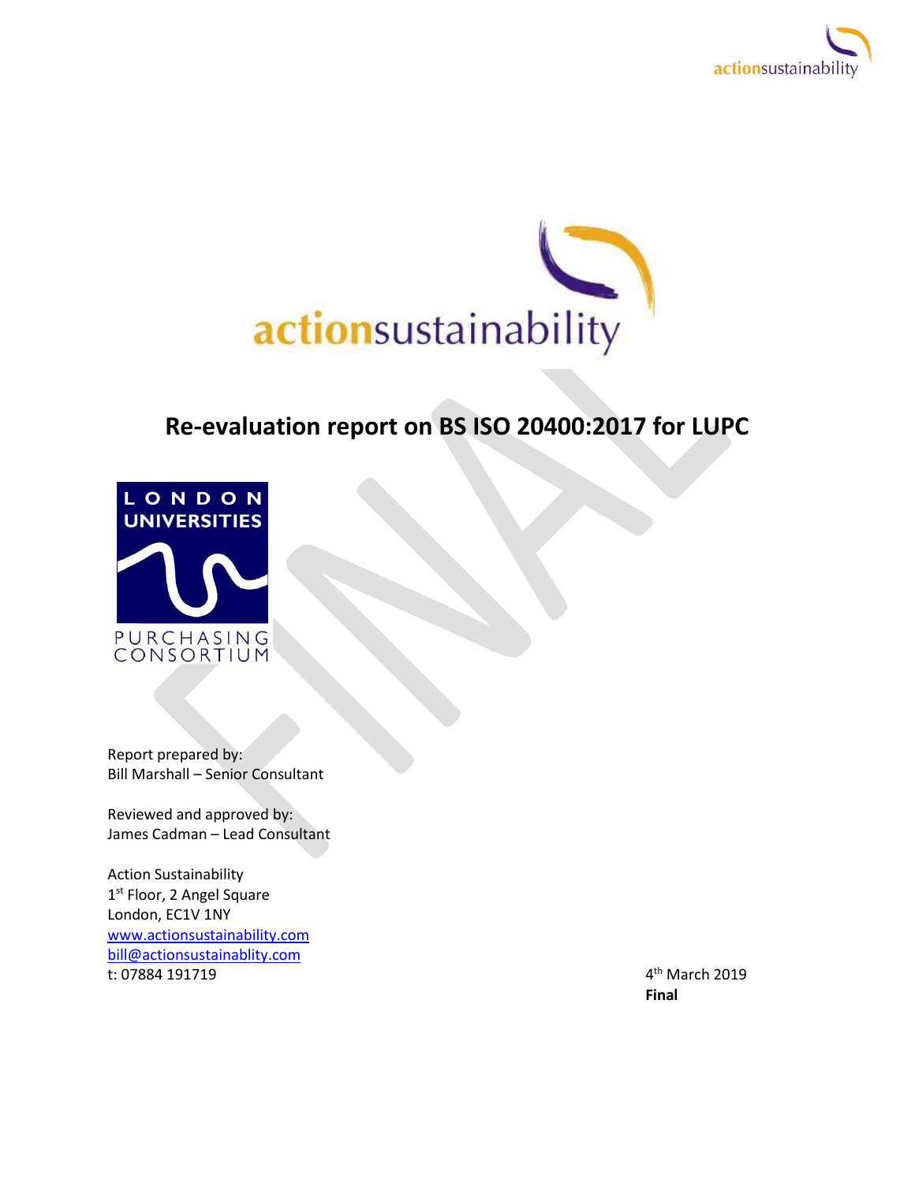# Re-evaluation report on BS ISO 20400:2017 for LUPC

Report prepared by:
Bill Marshall – Senior Consultant

Reviewed and approved by:
James Cadman – Lead Consultant

Action Sustainability
1st Floor, 2 Angel Square
London, EC1V 1NY
www.actionsustainability.com
bill@actionsustainablity.com
t: 07884 191719

4th March 2019
**Final**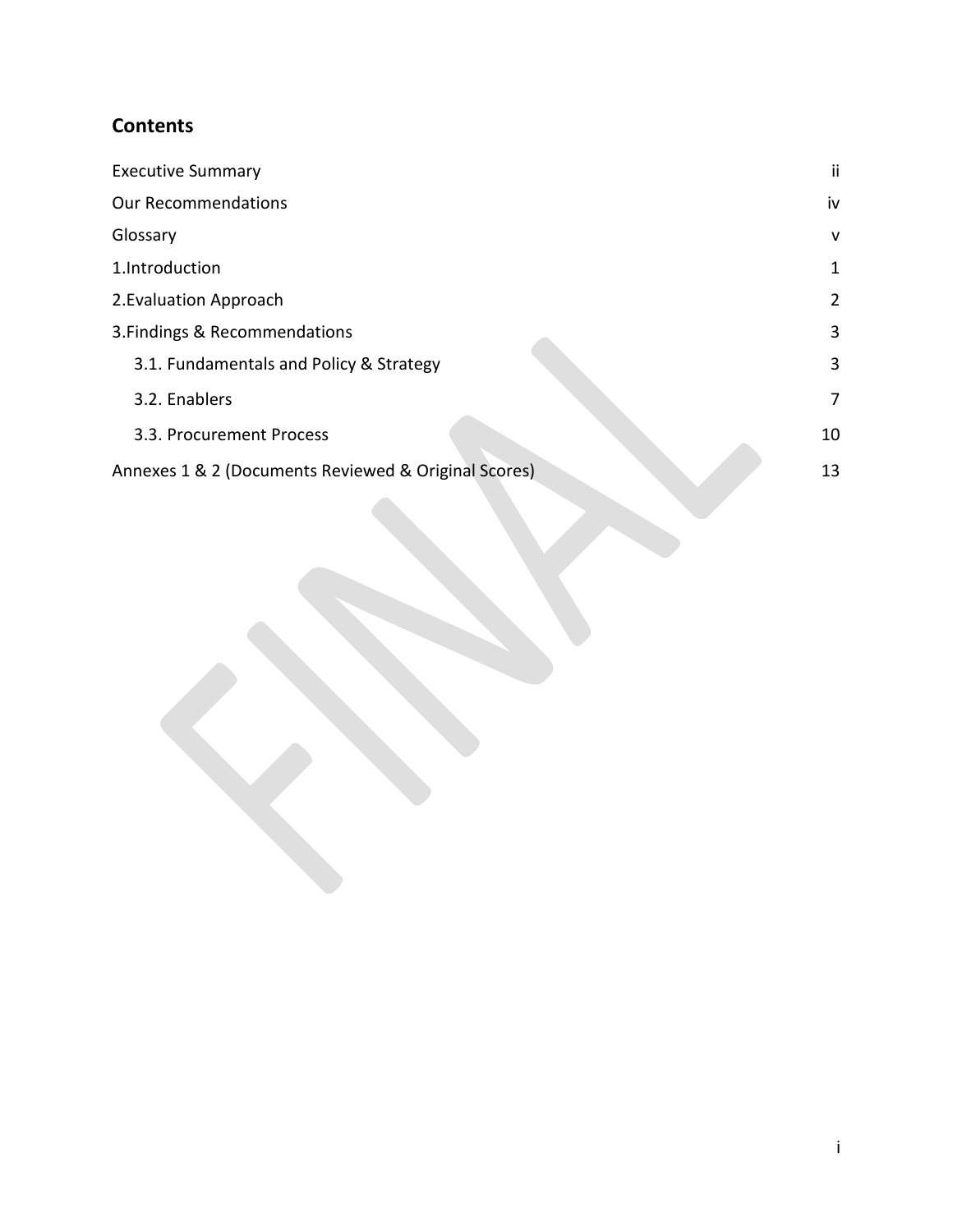## Contents

| | |
|---|---|
| Executive Summary | ii |
| Our Recommendations | iv |
| Glossary | v |
| 1.Introduction | 1 |
| 2.Evaluation Approach | 2 |
| 3.Findings & Recommendations | 3 |
| 3.1. Fundamentals and Policy & Strategy | 3 |
| 3.2. Enablers | 7 |
| 3.3. Procurement Process | 10 |
| Annexes 1 & 2 (Documents Reviewed & Original Scores) | 13 |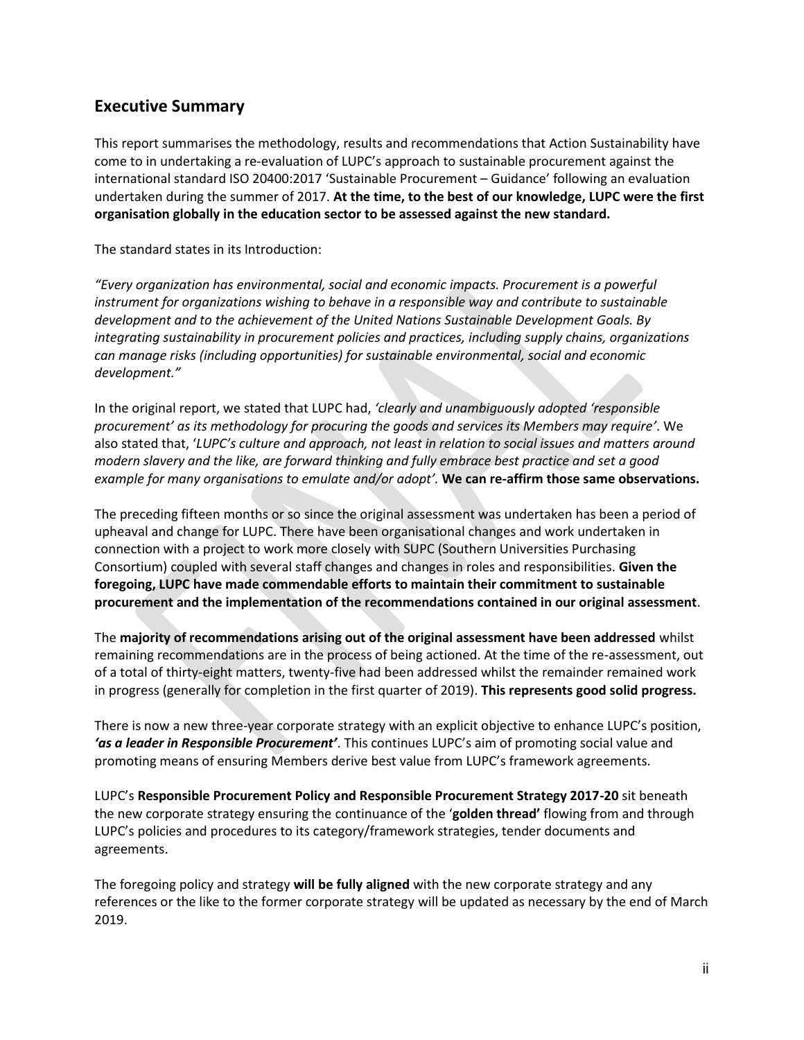## Executive Summary

This report summarises the methodology, results and recommendations that Action Sustainability have come to in undertaking a re-evaluation of LUPC's approach to sustainable procurement against the international standard ISO 20400:2017 'Sustainable Procurement – Guidance' following an evaluation undertaken during the summer of 2017. **At the time, to the best of our knowledge, LUPC were the first organisation globally in the education sector to be assessed against the new standard.**

The standard states in its Introduction:

*"Every organization has environmental, social and economic impacts. Procurement is a powerful instrument for organizations wishing to behave in a responsible way and contribute to sustainable development and to the achievement of the United Nations Sustainable Development Goals. By integrating sustainability in procurement policies and practices, including supply chains, organizations can manage risks (including opportunities) for sustainable environmental, social and economic development."*

In the original report, we stated that LUPC had, *'clearly and unambiguously adopted 'responsible procurement' as its methodology for procuring the goods and services its Members may require'*. We also stated that, '*LUPC's culture and approach, not least in relation to social issues and matters around modern slavery and the like, are forward thinking and fully embrace best practice and set a good example for many organisations to emulate and/or adopt'.* **We can re-affirm those same observations.**

The preceding fifteen months or so since the original assessment was undertaken has been a period of upheaval and change for LUPC. There have been organisational changes and work undertaken in connection with a project to work more closely with SUPC (Southern Universities Purchasing Consortium) coupled with several staff changes and changes in roles and responsibilities. **Given the foregoing, LUPC have made commendable efforts to maintain their commitment to sustainable procurement and the implementation of the recommendations contained in our original assessment**.

The **majority of recommendations arising out of the original assessment have been addressed** whilst remaining recommendations are in the process of being actioned. At the time of the re-assessment, out of a total of thirty-eight matters, twenty-five had been addressed whilst the remainder remained work in progress (generally for completion in the first quarter of 2019). **This represents good solid progress.**

There is now a new three-year corporate strategy with an explicit objective to enhance LUPC's position, ***'as a leader in Responsible Procurement'***. This continues LUPC's aim of promoting social value and promoting means of ensuring Members derive best value from LUPC's framework agreements.

LUPC's **Responsible Procurement Policy and Responsible Procurement Strategy 2017-20** sit beneath the new corporate strategy ensuring the continuance of the '**golden thread'** flowing from and through LUPC's policies and procedures to its category/framework strategies, tender documents and agreements.

The foregoing policy and strategy **will be fully aligned** with the new corporate strategy and any references or the like to the former corporate strategy will be updated as necessary by the end of March 2019.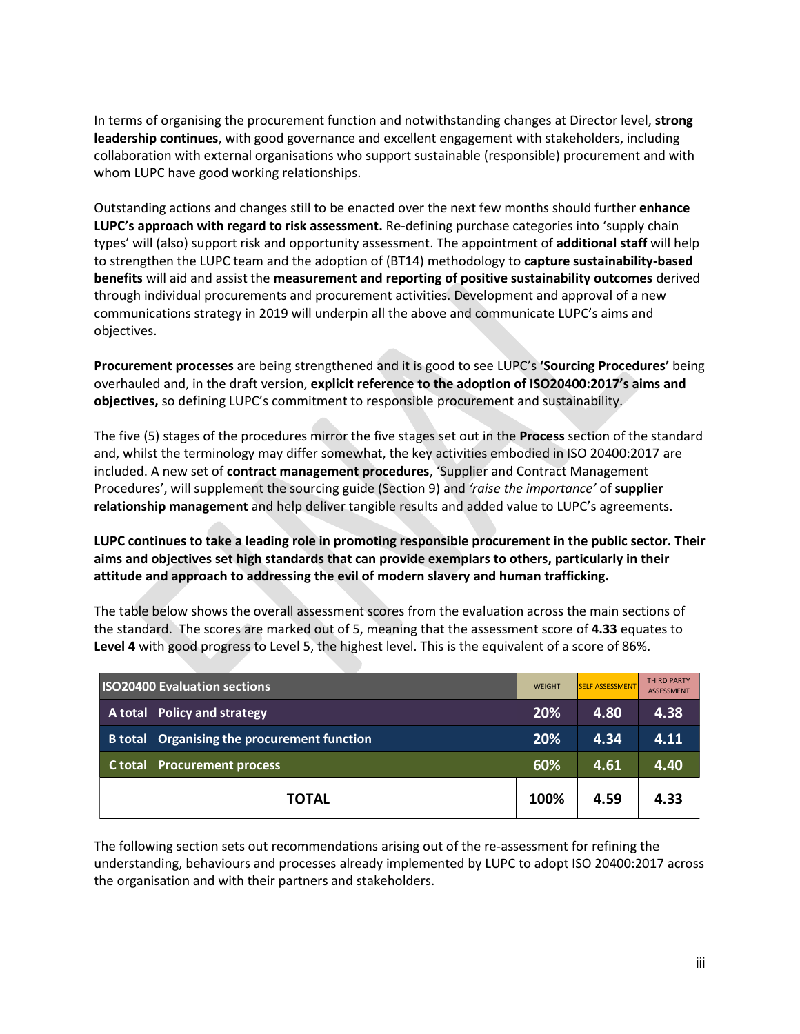In terms of organising the procurement function and notwithstanding changes at Director level, **strong leadership continues**, with good governance and excellent engagement with stakeholders, including collaboration with external organisations who support sustainable (responsible) procurement and with whom LUPC have good working relationships.

Outstanding actions and changes still to be enacted over the next few months should further **enhance LUPC's approach with regard to risk assessment.** Re-defining purchase categories into 'supply chain types' will (also) support risk and opportunity assessment. The appointment of **additional staff** will help to strengthen the LUPC team and the adoption of (BT14) methodology to **capture sustainability-based benefits** will aid and assist the **measurement and reporting of positive sustainability outcomes** derived through individual procurements and procurement activities. Development and approval of a new communications strategy in 2019 will underpin all the above and communicate LUPC's aims and objectives.

**Procurement processes** are being strengthened and it is good to see LUPC's **'Sourcing Procedures'** being overhauled and, in the draft version, **explicit reference to the adoption of ISO20400:2017's aims and objectives,** so defining LUPC's commitment to responsible procurement and sustainability.

The five (5) stages of the procedures mirror the five stages set out in the **Process** section of the standard and, whilst the terminology may differ somewhat, the key activities embodied in ISO 20400:2017 are included. A new set of **contract management procedures**, 'Supplier and Contract Management Procedures', will supplement the sourcing guide (Section 9) and *'raise the importance'* of **supplier relationship management** and help deliver tangible results and added value to LUPC's agreements.

**LUPC continues to take a leading role in promoting responsible procurement in the public sector. Their aims and objectives set high standards that can provide exemplars to others, particularly in their attitude and approach to addressing the evil of modern slavery and human trafficking.**

The table below shows the overall assessment scores from the evaluation across the main sections of the standard. The scores are marked out of 5, meaning that the assessment score of **4.33** equates to **Level 4** with good progress to Level 5, the highest level. This is the equivalent of a score of 86%.

| ISO20400 Evaluation sections | WEIGHT | SELF ASSESSMENT | THIRD PARTY ASSESSMENT |
|---|---|---|---|
| A total Policy and strategy | 20% | 4.80 | 4.38 |
| B total Organising the procurement function | 20% | 4.34 | 4.11 |
| C total Procurement process | 60% | 4.61 | 4.40 |
| **TOTAL** | **100%** | **4.59** | **4.33** |

The following section sets out recommendations arising out of the re-assessment for refining the understanding, behaviours and processes already implemented by LUPC to adopt ISO 20400:2017 across the organisation and with their partners and stakeholders.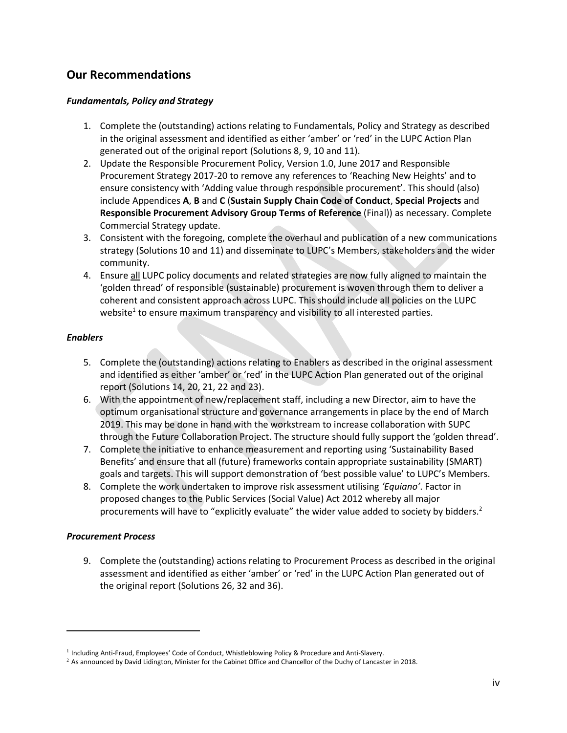## Our Recommendations

### *Fundamentals, Policy and Strategy*

1. Complete the (outstanding) actions relating to Fundamentals, Policy and Strategy as described in the original assessment and identified as either 'amber' or 'red' in the LUPC Action Plan generated out of the original report (Solutions 8, 9, 10 and 11).
2. Update the Responsible Procurement Policy, Version 1.0, June 2017 and Responsible Procurement Strategy 2017-20 to remove any references to 'Reaching New Heights' and to ensure consistency with 'Adding value through responsible procurement'. This should (also) include Appendices **A**, **B** and **C** (**Sustain Supply Chain Code of Conduct**, **Special Projects** and **Responsible Procurement Advisory Group Terms of Reference** (Final)) as necessary. Complete Commercial Strategy update.
3. Consistent with the foregoing, complete the overhaul and publication of a new communications strategy (Solutions 10 and 11) and disseminate to LUPC's Members, stakeholders and the wider community.
4. Ensure <u>all</u> LUPC policy documents and related strategies are now fully aligned to maintain the 'golden thread' of responsible (sustainable) procurement is woven through them to deliver a coherent and consistent approach across LUPC. This should include all policies on the LUPC website[1] to ensure maximum transparency and visibility to all interested parties.

### *Enablers*

5. Complete the (outstanding) actions relating to Enablers as described in the original assessment and identified as either 'amber' or 'red' in the LUPC Action Plan generated out of the original report (Solutions 14, 20, 21, 22 and 23).
6. With the appointment of new/replacement staff, including a new Director, aim to have the optimum organisational structure and governance arrangements in place by the end of March 2019. This may be done in hand with the workstream to increase collaboration with SUPC through the Future Collaboration Project. The structure should fully support the 'golden thread'.
7. Complete the initiative to enhance measurement and reporting using 'Sustainability Based Benefits' and ensure that all (future) frameworks contain appropriate sustainability (SMART) goals and targets. This will support demonstration of 'best possible value' to LUPC's Members.
8. Complete the work undertaken to improve risk assessment utilising *'Equiano'*. Factor in proposed changes to the Public Services (Social Value) Act 2012 whereby all major procurements will have to "explicitly evaluate" the wider value added to society by bidders.[2]

### *Procurement Process*

9. Complete the (outstanding) actions relating to Procurement Process as described in the original assessment and identified as either 'amber' or 'red' in the LUPC Action Plan generated out of the original report (Solutions 26, 32 and 36).

---

[1] Including Anti-Fraud, Employees' Code of Conduct, Whistleblowing Policy & Procedure and Anti-Slavery.

[2] As announced by David Lidington, Minister for the Cabinet Office and Chancellor of the Duchy of Lancaster in 2018.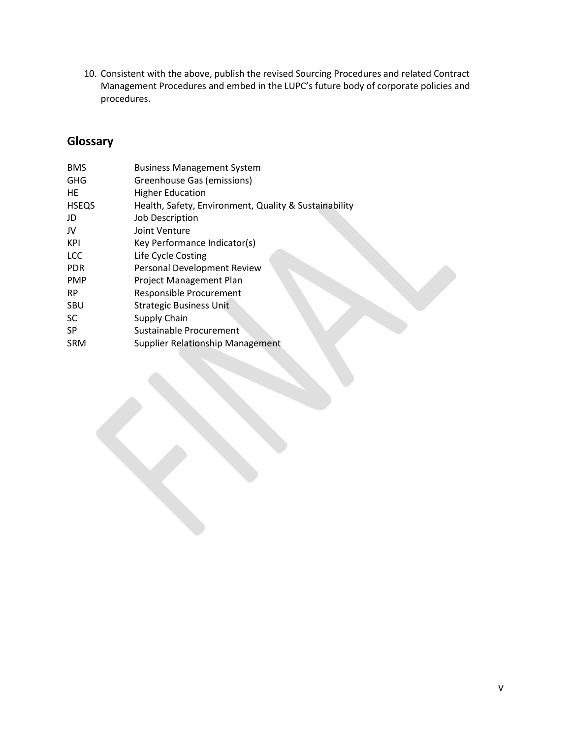10. Consistent with the above, publish the revised Sourcing Procedures and related Contract Management Procedures and embed in the LUPC's future body of corporate policies and procedures.

## Glossary

| | |
|---|---|
| BMS | Business Management System |
| GHG | Greenhouse Gas (emissions) |
| HE | Higher Education |
| HSEQS | Health, Safety, Environment, Quality & Sustainability |
| JD | Job Description |
| JV | Joint Venture |
| KPI | Key Performance Indicator(s) |
| LCC | Life Cycle Costing |
| PDR | Personal Development Review |
| PMP | Project Management Plan |
| RP | Responsible Procurement |
| SBU | Strategic Business Unit |
| SC | Supply Chain |
| SP | Sustainable Procurement |
| SRM | Supplier Relationship Management |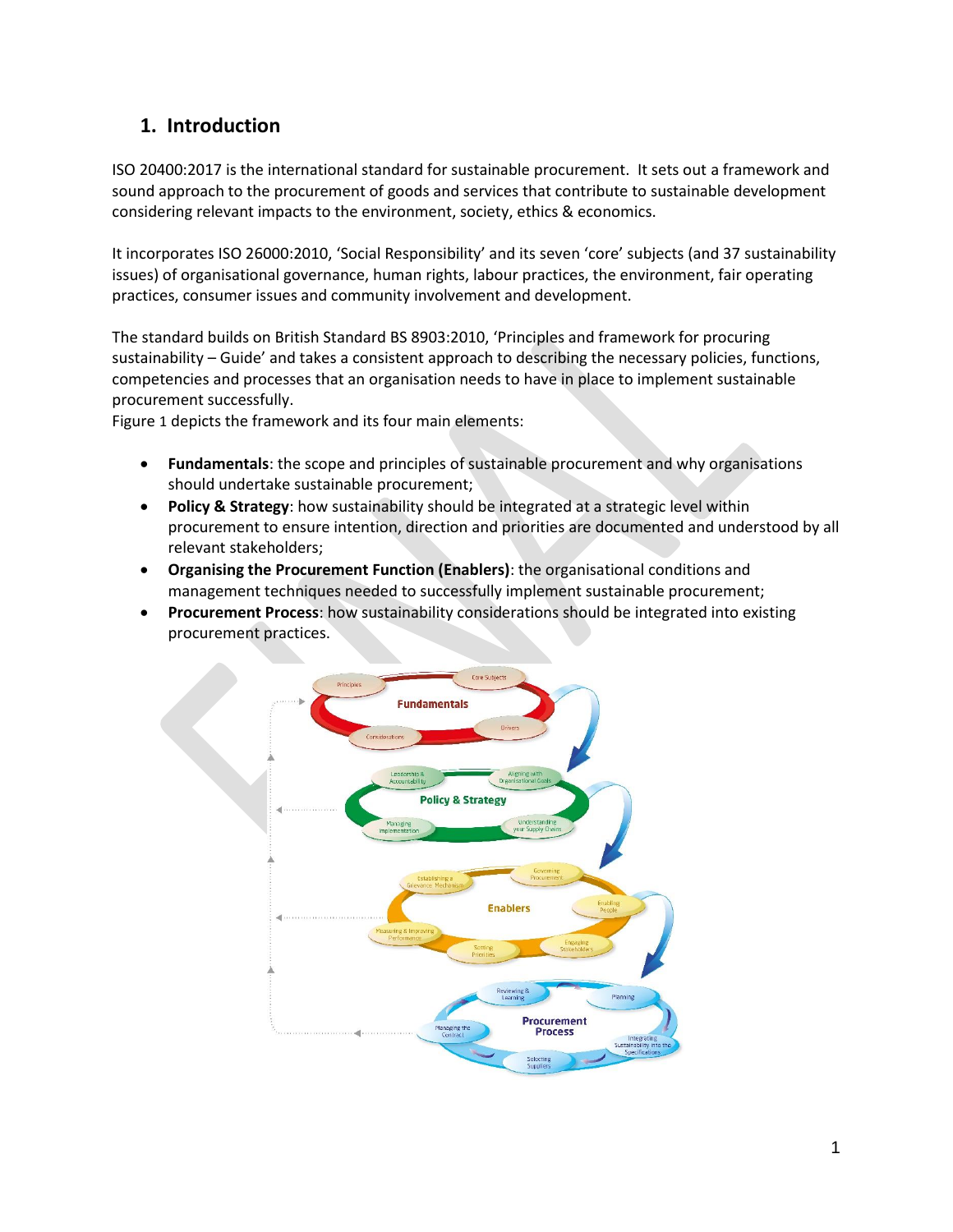## 1. Introduction

ISO 20400:2017 is the international standard for sustainable procurement. It sets out a framework and sound approach to the procurement of goods and services that contribute to sustainable development considering relevant impacts to the environment, society, ethics & economics.

It incorporates ISO 26000:2010, 'Social Responsibility' and its seven 'core' subjects (and 37 sustainability issues) of organisational governance, human rights, labour practices, the environment, fair operating practices, consumer issues and community involvement and development.

The standard builds on British Standard BS 8903:2010, 'Principles and framework for procuring sustainability – Guide' and takes a consistent approach to describing the necessary policies, functions, competencies and processes that an organisation needs to have in place to implement sustainable procurement successfully.
Figure 1 depicts the framework and its four main elements:

- **Fundamentals**: the scope and principles of sustainable procurement and why organisations should undertake sustainable procurement;
- **Policy & Strategy**: how sustainability should be integrated at a strategic level within procurement to ensure intention, direction and priorities are documented and understood by all relevant stakeholders;
- **Organising the Procurement Function (Enablers)**: the organisational conditions and management techniques needed to successfully implement sustainable procurement;
- **Procurement Process**: how sustainability considerations should be integrated into existing procurement practices.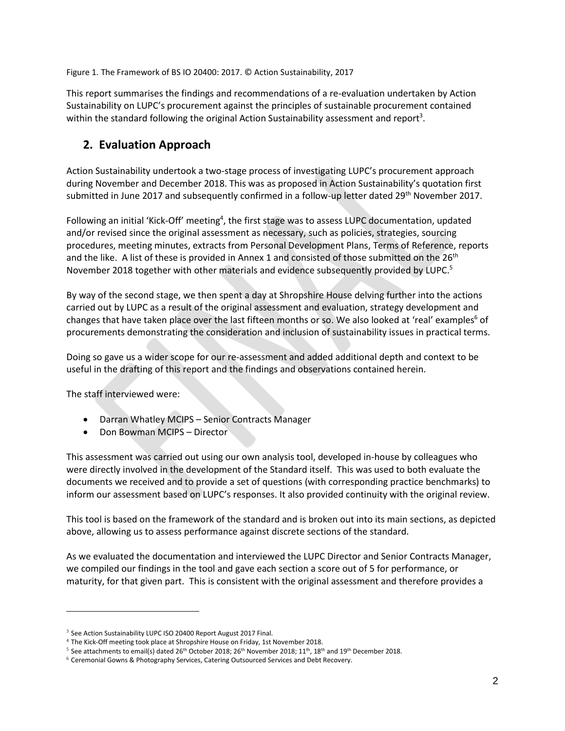Figure 1. The Framework of BS IO 20400: 2017. © Action Sustainability, 2017

This report summarises the findings and recommendations of a re-evaluation undertaken by Action Sustainability on LUPC's procurement against the principles of sustainable procurement contained within the standard following the original Action Sustainability assessment and report[3].

## 2. Evaluation Approach

Action Sustainability undertook a two-stage process of investigating LUPC's procurement approach during November and December 2018. This was as proposed in Action Sustainability's quotation first submitted in June 2017 and subsequently confirmed in a follow-up letter dated 29th November 2017.

Following an initial 'Kick-Off' meeting[4], the first stage was to assess LUPC documentation, updated and/or revised since the original assessment as necessary, such as policies, strategies, sourcing procedures, meeting minutes, extracts from Personal Development Plans, Terms of Reference, reports and the like. A list of these is provided in Annex 1 and consisted of those submitted on the 26th November 2018 together with other materials and evidence subsequently provided by LUPC.[5]

By way of the second stage, we then spent a day at Shropshire House delving further into the actions carried out by LUPC as a result of the original assessment and evaluation, strategy development and changes that have taken place over the last fifteen months or so. We also looked at 'real' examples[6] of procurements demonstrating the consideration and inclusion of sustainability issues in practical terms.

Doing so gave us a wider scope for our re-assessment and added additional depth and context to be useful in the drafting of this report and the findings and observations contained herein.

The staff interviewed were:

- Darran Whatley MCIPS – Senior Contracts Manager
- Don Bowman MCIPS – Director

This assessment was carried out using our own analysis tool, developed in-house by colleagues who were directly involved in the development of the Standard itself. This was used to both evaluate the documents we received and to provide a set of questions (with corresponding practice benchmarks) to inform our assessment based on LUPC's responses. It also provided continuity with the original review.

This tool is based on the framework of the standard and is broken out into its main sections, as depicted above, allowing us to assess performance against discrete sections of the standard.

As we evaluated the documentation and interviewed the LUPC Director and Senior Contracts Manager, we compiled our findings in the tool and gave each section a score out of 5 for performance, or maturity, for that given part. This is consistent with the original assessment and therefore provides a

[3] See Action Sustainability LUPC ISO 20400 Report August 2017 Final.

[4] The Kick-Off meeting took place at Shropshire House on Friday, 1st November 2018.

[5] See attachments to email(s) dated 26th October 2018; 26th November 2018; 11th, 18th and 19th December 2018.

[6] Ceremonial Gowns & Photography Services, Catering Outsourced Services and Debt Recovery.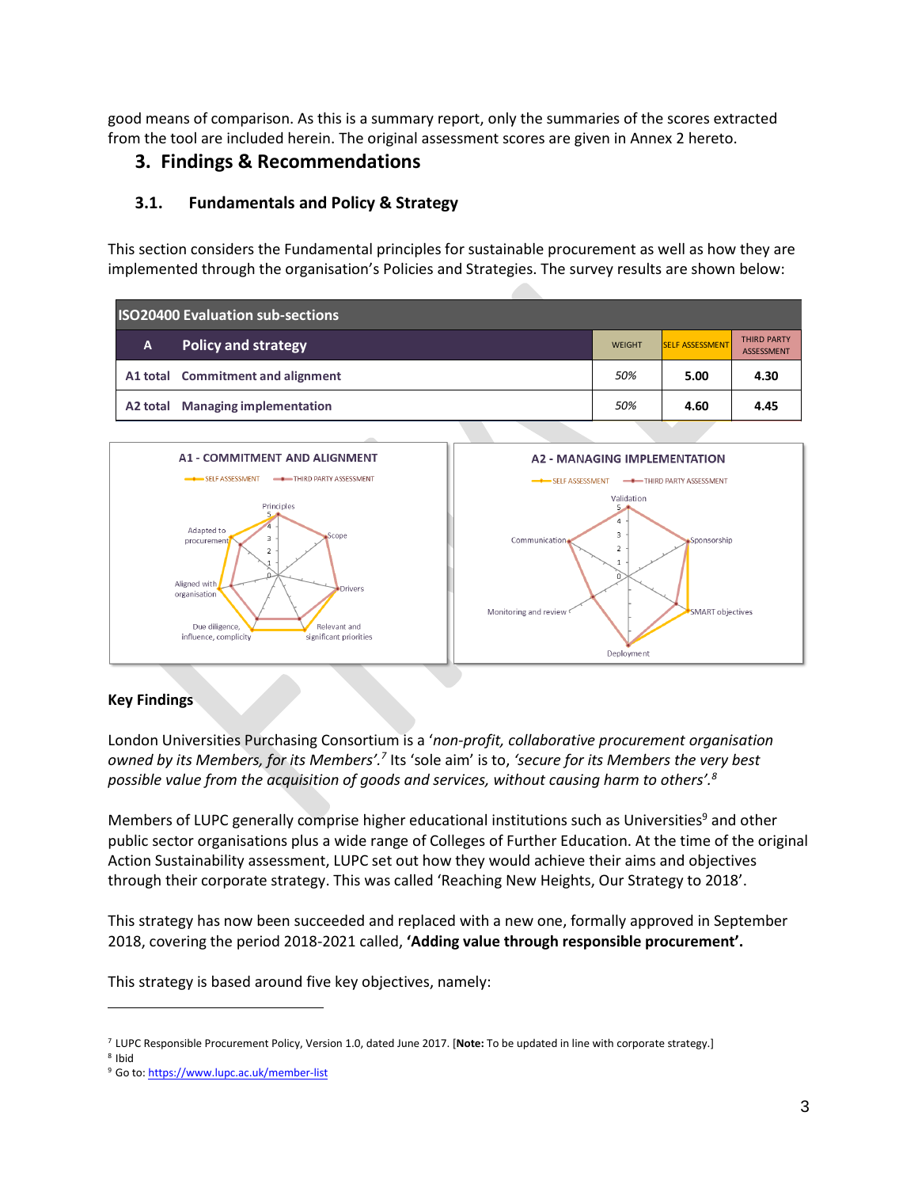good means of comparison. As this is a summary report, only the summaries of the scores extracted from the tool are included herein. The original assessment scores are given in Annex 2 hereto.

# 3. Findings & Recommendations

## 3.1. Fundamentals and Policy & Strategy

This section considers the Fundamental principles for sustainable procurement as well as how they are implemented through the organisation's Policies and Strategies. The survey results are shown below:

| ISO20400 Evaluation sub-sections | | | | |
|---|---|---|---|---|
| **A** | **Policy and strategy** | WEIGHT | SELF ASSESSMENT | THIRD PARTY ASSESSMENT |
| **A1 total** | **Commitment and alignment** | *50%* | **5.00** | **4.30** |
| **A2 total** | **Managing implementation** | *50%* | **4.60** | **4.45** |

A1 - COMMITMENT AND ALIGNMENT

A2 - MANAGING IMPLEMENTATION

**Key Findings**

London Universities Purchasing Consortium is a '*non-profit, collaborative procurement organisation owned by its Members, for its Members'.*[7] Its 'sole aim' is to, *'secure for its Members the very best possible value from the acquisition of goods and services, without causing harm to others'.*[8]

Members of LUPC generally comprise higher educational institutions such as Universities[9] and other public sector organisations plus a wide range of Colleges of Further Education. At the time of the original Action Sustainability assessment, LUPC set out how they would achieve their aims and objectives through their corporate strategy. This was called 'Reaching New Heights, Our Strategy to 2018'.

This strategy has now been succeeded and replaced with a new one, formally approved in September 2018, covering the period 2018-2021 called, **'Adding value through responsible procurement'.**

This strategy is based around five key objectives, namely:

---

[7] LUPC Responsible Procurement Policy, Version 1.0, dated June 2017. [**Note:** To be updated in line with corporate strategy.]

[8] Ibid

[9] Go to: https://www.lupc.ac.uk/member-list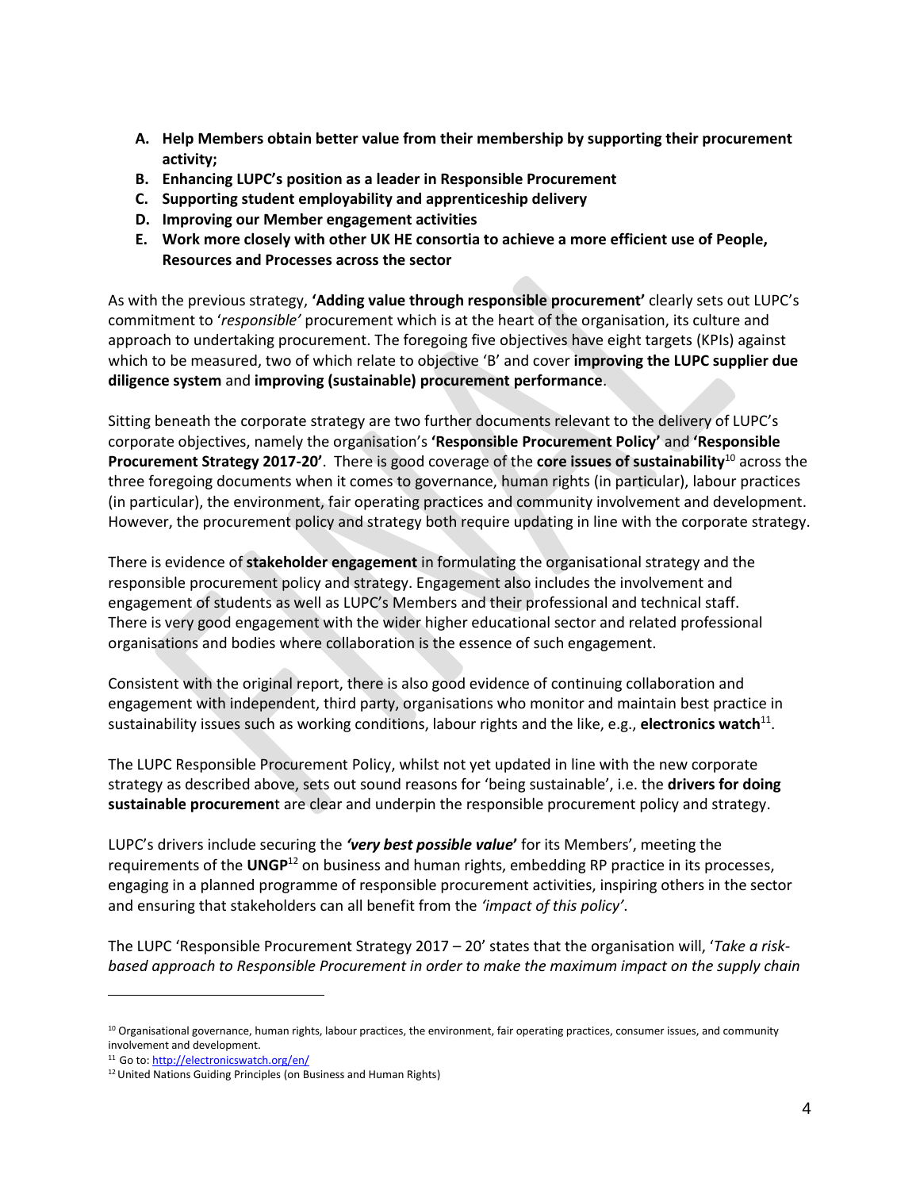A. **Help Members obtain better value from their membership by supporting their procurement activity;**
B. **Enhancing LUPC's position as a leader in Responsible Procurement**
C. **Supporting student employability and apprenticeship delivery**
D. **Improving our Member engagement activities**
E. **Work more closely with other UK HE consortia to achieve a more efficient use of People, Resources and Processes across the sector**

As with the previous strategy, **'Adding value through responsible procurement'** clearly sets out LUPC's commitment to '*responsible'* procurement which is at the heart of the organisation, its culture and approach to undertaking procurement. The foregoing five objectives have eight targets (KPIs) against which to be measured, two of which relate to objective 'B' and cover **improving the LUPC supplier due diligence system** and **improving (sustainable) procurement performance**.

Sitting beneath the corporate strategy are two further documents relevant to the delivery of LUPC's corporate objectives, namely the organisation's **'Responsible Procurement Policy'** and **'Responsible Procurement Strategy 2017-20'**. There is good coverage of the **core issues of sustainability**[10] across the three foregoing documents when it comes to governance, human rights (in particular), labour practices (in particular), the environment, fair operating practices and community involvement and development. However, the procurement policy and strategy both require updating in line with the corporate strategy.

There is evidence of **stakeholder engagement** in formulating the organisational strategy and the responsible procurement policy and strategy. Engagement also includes the involvement and engagement of students as well as LUPC's Members and their professional and technical staff. There is very good engagement with the wider higher educational sector and related professional organisations and bodies where collaboration is the essence of such engagement.

Consistent with the original report, there is also good evidence of continuing collaboration and engagement with independent, third party, organisations who monitor and maintain best practice in sustainability issues such as working conditions, labour rights and the like, e.g., **electronics watch**[11].

The LUPC Responsible Procurement Policy, whilst not yet updated in line with the new corporate strategy as described above, sets out sound reasons for 'being sustainable', i.e. the **drivers for doing sustainable procurement** are clear and underpin the responsible procurement policy and strategy.

LUPC's drivers include securing the ***'very best possible value*'** for its Members', meeting the requirements of the **UNGP**[12] on business and human rights, embedding RP practice in its processes, engaging in a planned programme of responsible procurement activities, inspiring others in the sector and ensuring that stakeholders can all benefit from the *'impact of this policy'*.

The LUPC 'Responsible Procurement Strategy 2017 – 20' states that the organisation will, '*Take a risk-based approach to Responsible Procurement in order to make the maximum impact on the supply chain*

---

[10] Organisational governance, human rights, labour practices, the environment, fair operating practices, consumer issues, and community involvement and development.

[11] Go to: http://electronicswatch.org/en/

[12] United Nations Guiding Principles (on Business and Human Rights)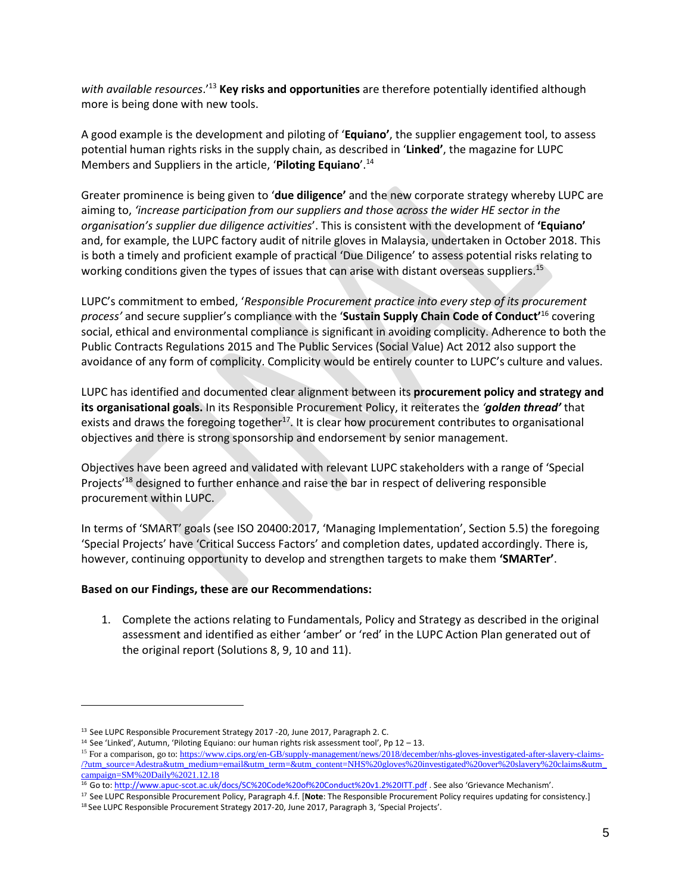*with available resources*.'[13] **Key risks and opportunities** are therefore potentially identified although more is being done with new tools.

A good example is the development and piloting of '**Equiano'**, the supplier engagement tool, to assess potential human rights risks in the supply chain, as described in '**Linked'**, the magazine for LUPC Members and Suppliers in the article, '**Piloting Equiano**'.[14]

Greater prominence is being given to '**due diligence'** and the new corporate strategy whereby LUPC are aiming to, *'increase participation from our suppliers and those across the wider HE sector in the organisation's supplier due diligence activities*'. This is consistent with the development of **'Equiano'** and, for example, the LUPC factory audit of nitrile gloves in Malaysia, undertaken in October 2018. This is both a timely and proficient example of practical 'Due Diligence' to assess potential risks relating to working conditions given the types of issues that can arise with distant overseas suppliers.[15]

LUPC's commitment to embed, '*Responsible Procurement practice into every step of its procurement process'* and secure supplier's compliance with the '**Sustain Supply Chain Code of Conduct'**[16] covering social, ethical and environmental compliance is significant in avoiding complicity. Adherence to both the Public Contracts Regulations 2015 and The Public Services (Social Value) Act 2012 also support the avoidance of any form of complicity. Complicity would be entirely counter to LUPC's culture and values.

LUPC has identified and documented clear alignment between its **procurement policy and strategy and its organisational goals.** In its Responsible Procurement Policy, it reiterates the ***'golden thread'*** that exists and draws the foregoing together[17]. It is clear how procurement contributes to organisational objectives and there is strong sponsorship and endorsement by senior management.

Objectives have been agreed and validated with relevant LUPC stakeholders with a range of 'Special Projects'[18] designed to further enhance and raise the bar in respect of delivering responsible procurement within LUPC.

In terms of 'SMART' goals (see ISO 20400:2017, 'Managing Implementation', Section 5.5) the foregoing 'Special Projects' have 'Critical Success Factors' and completion dates, updated accordingly. There is, however, continuing opportunity to develop and strengthen targets to make them **'SMARTer'**.

**Based on our Findings, these are our Recommendations:**

1. Complete the actions relating to Fundamentals, Policy and Strategy as described in the original assessment and identified as either 'amber' or 'red' in the LUPC Action Plan generated out of the original report (Solutions 8, 9, 10 and 11).

---

[13] See LUPC Responsible Procurement Strategy 2017 -20, June 2017, Paragraph 2. C.

[14] See 'Linked', Autumn, 'Piloting Equiano: our human rights risk assessment tool', Pp 12 – 13.

[15] For a comparison, go to: https://www.cips.org/en-GB/supply-management/news/2018/december/nhs-gloves-investigated-after-slavery-claims-/?utm_source=Adestra&utm_medium=email&utm_term=&utm_content=NHS%20gloves%20investigated%20over%20slavery%20claims&utm_campaign=SM%20Daily%2021.12.18

[16] Go to: http://www.apuc-scot.ac.uk/docs/SC%20Code%20of%20Conduct%20v1.2%20ITT.pdf . See also 'Grievance Mechanism'.

[17] See LUPC Responsible Procurement Policy, Paragraph 4.f. [**Note**: The Responsible Procurement Policy requires updating for consistency.]

[18] See LUPC Responsible Procurement Strategy 2017-20, June 2017, Paragraph 3, 'Special Projects'.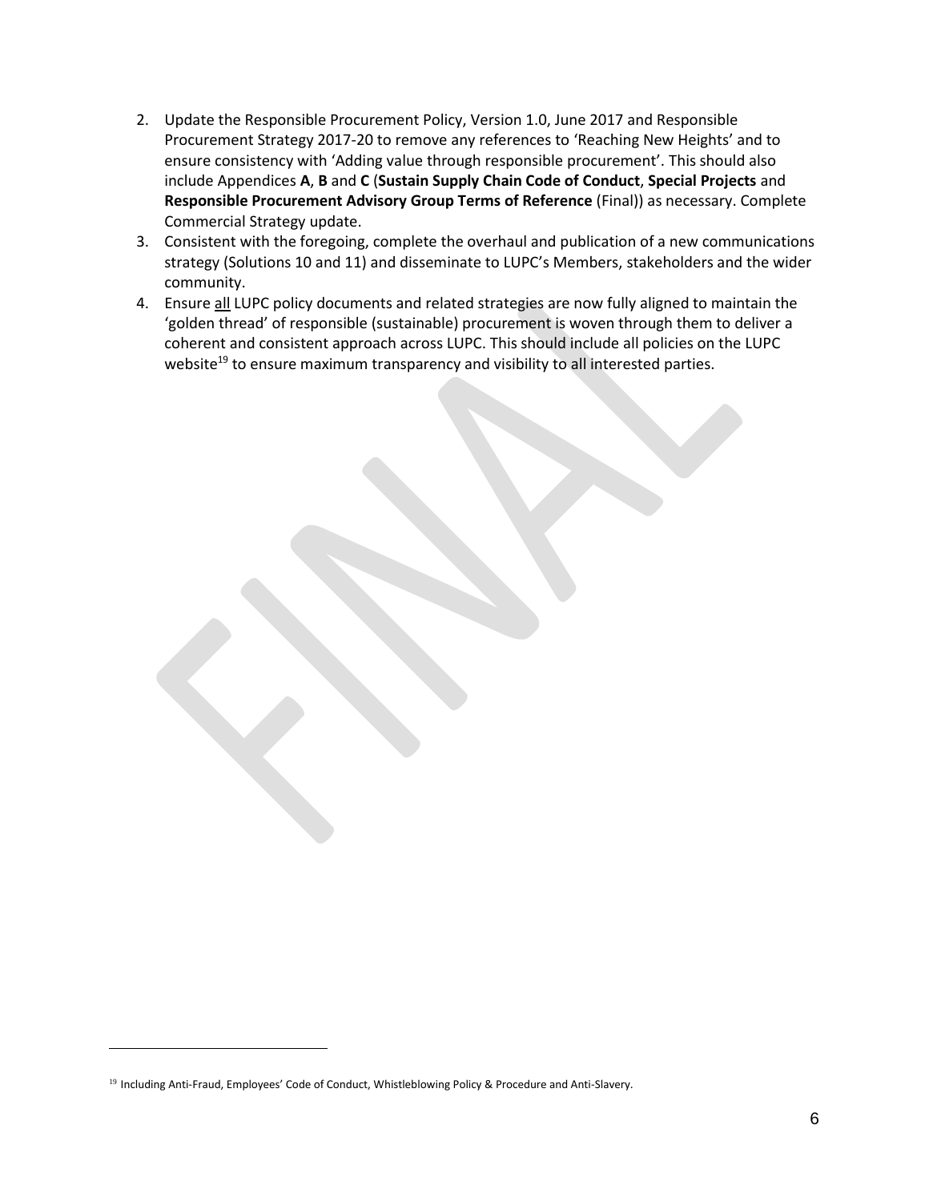2. Update the Responsible Procurement Policy, Version 1.0, June 2017 and Responsible Procurement Strategy 2017-20 to remove any references to 'Reaching New Heights' and to ensure consistency with 'Adding value through responsible procurement'. This should also include Appendices **A**, **B** and **C** (**Sustain Supply Chain Code of Conduct**, **Special Projects** and **Responsible Procurement Advisory Group Terms of Reference** (Final)) as necessary. Complete Commercial Strategy update.
3. Consistent with the foregoing, complete the overhaul and publication of a new communications strategy (Solutions 10 and 11) and disseminate to LUPC's Members, stakeholders and the wider community.
4. Ensure <u>all</u> LUPC policy documents and related strategies are now fully aligned to maintain the 'golden thread' of responsible (sustainable) procurement is woven through them to deliver a coherent and consistent approach across LUPC. This should include all policies on the LUPC website[19] to ensure maximum transparency and visibility to all interested parties.

[19] Including Anti-Fraud, Employees' Code of Conduct, Whistleblowing Policy & Procedure and Anti-Slavery.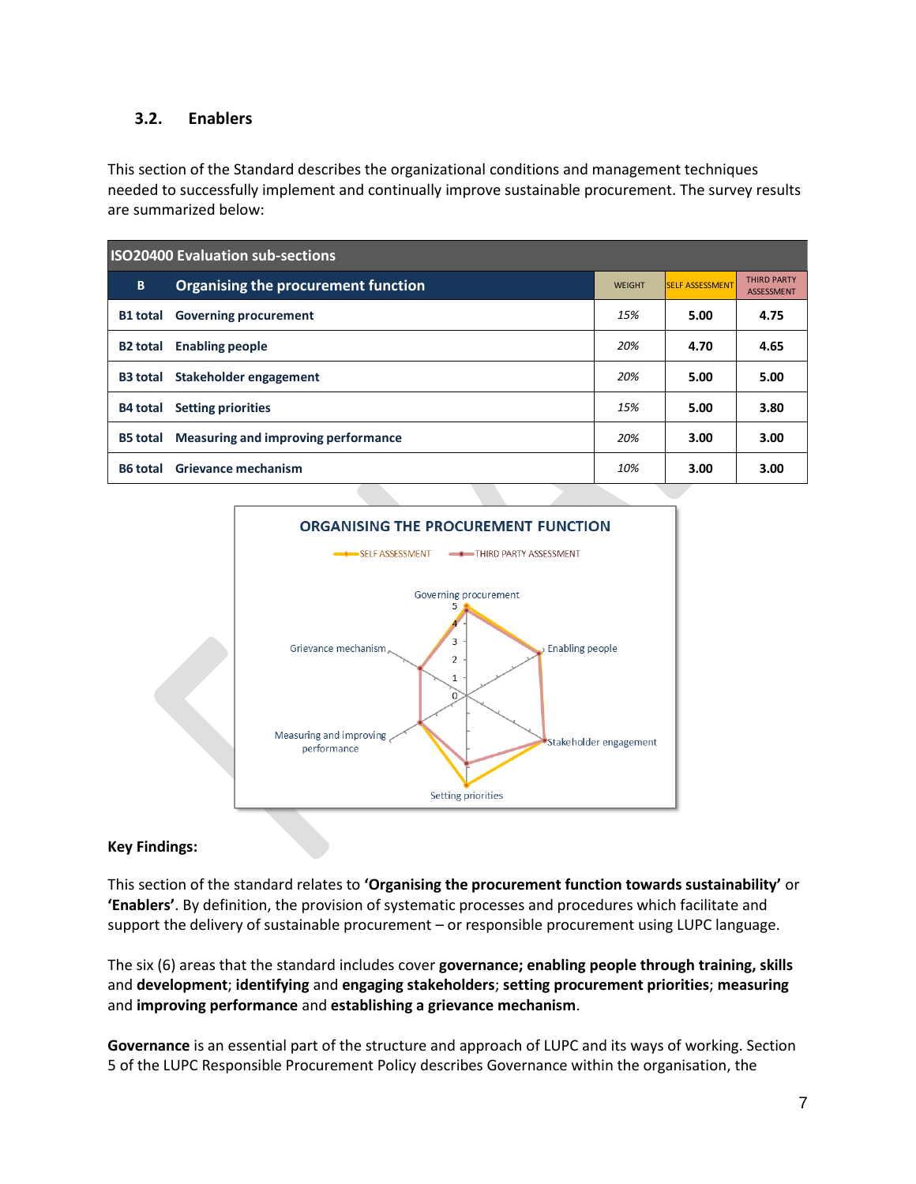### 3.2. Enablers

This section of the Standard describes the organizational conditions and management techniques needed to successfully implement and continually improve sustainable procurement. The survey results are summarized below:

| ISO20400 Evaluation sub-sections | | WEIGHT | SELF ASSESSMENT | THIRD PARTY ASSESSMENT |
|---|---|---|---|---|
| **B** | **Organising the procurement function** | | | |
| **B1 total** | **Governing procurement** | *15%* | **5.00** | **4.75** |
| **B2 total** | **Enabling people** | *20%* | **4.70** | **4.65** |
| **B3 total** | **Stakeholder engagement** | *20%* | **5.00** | **5.00** |
| **B4 total** | **Setting priorities** | *15%* | **5.00** | **3.80** |
| **B5 total** | **Measuring and improving performance** | *20%* | **3.00** | **3.00** |
| **B6 total** | **Grievance mechanism** | *10%* | **3.00** | **3.00** |

**Key Findings:**

This section of the standard relates to **'Organising the procurement function towards sustainability'** or **'Enablers'**. By definition, the provision of systematic processes and procedures which facilitate and support the delivery of sustainable procurement – or responsible procurement using LUPC language.

The six (6) areas that the standard includes cover **governance; enabling people through training, skills** and **development**; **identifying** and **engaging stakeholders**; **setting procurement priorities**; **measuring** and **improving performance** and **establishing a grievance mechanism**.

**Governance** is an essential part of the structure and approach of LUPC and its ways of working. Section 5 of the LUPC Responsible Procurement Policy describes Governance within the organisation, the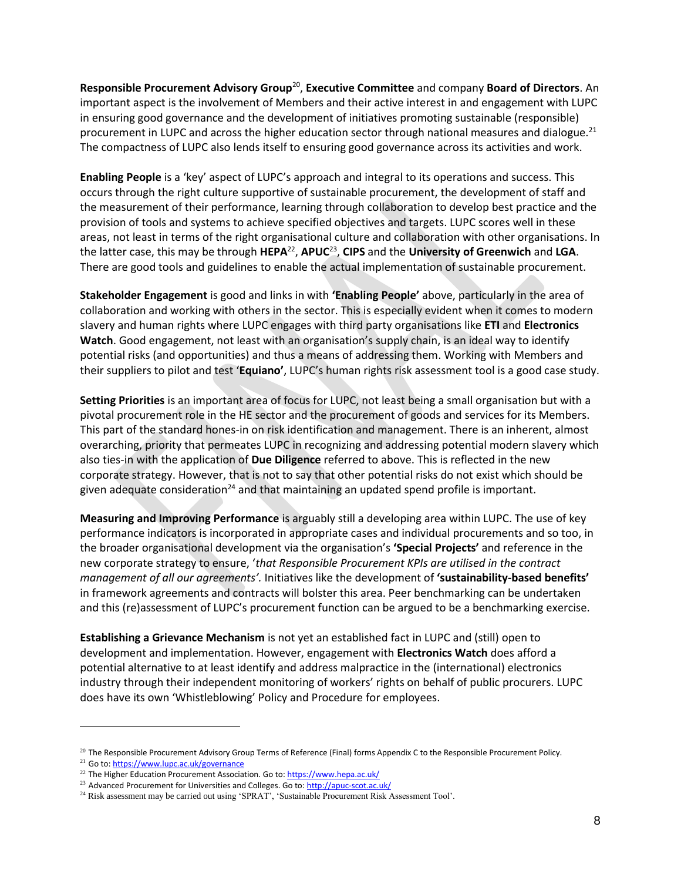**Responsible Procurement Advisory Group**[20], **Executive Committee** and company **Board of Directors**. An important aspect is the involvement of Members and their active interest in and engagement with LUPC in ensuring good governance and the development of initiatives promoting sustainable (responsible) procurement in LUPC and across the higher education sector through national measures and dialogue.[21] The compactness of LUPC also lends itself to ensuring good governance across its activities and work.

**Enabling People** is a 'key' aspect of LUPC's approach and integral to its operations and success. This occurs through the right culture supportive of sustainable procurement, the development of staff and the measurement of their performance, learning through collaboration to develop best practice and the provision of tools and systems to achieve specified objectives and targets. LUPC scores well in these areas, not least in terms of the right organisational culture and collaboration with other organisations. In the latter case, this may be through **HEPA**[22], **APUC**[23], **CIPS** and the **University of Greenwich** and **LGA**. There are good tools and guidelines to enable the actual implementation of sustainable procurement.

**Stakeholder Engagement** is good and links in with **'Enabling People'** above, particularly in the area of collaboration and working with others in the sector. This is especially evident when it comes to modern slavery and human rights where LUPC engages with third party organisations like **ETI** and **Electronics Watch**. Good engagement, not least with an organisation's supply chain, is an ideal way to identify potential risks (and opportunities) and thus a means of addressing them. Working with Members and their suppliers to pilot and test '**Equiano'**, LUPC's human rights risk assessment tool is a good case study.

**Setting Priorities** is an important area of focus for LUPC, not least being a small organisation but with a pivotal procurement role in the HE sector and the procurement of goods and services for its Members. This part of the standard hones-in on risk identification and management. There is an inherent, almost overarching, priority that permeates LUPC in recognizing and addressing potential modern slavery which also ties-in with the application of **Due Diligence** referred to above. This is reflected in the new corporate strategy. However, that is not to say that other potential risks do not exist which should be given adequate consideration[24] and that maintaining an updated spend profile is important.

**Measuring and Improving Performance** is arguably still a developing area within LUPC. The use of key performance indicators is incorporated in appropriate cases and individual procurements and so too, in the broader organisational development via the organisation's **'Special Projects'** and reference in the new corporate strategy to ensure, '*that Responsible Procurement KPIs are utilised in the contract management of all our agreements'*. Initiatives like the development of **'sustainability-based benefits'** in framework agreements and contracts will bolster this area. Peer benchmarking can be undertaken and this (re)assessment of LUPC's procurement function can be argued to be a benchmarking exercise.

**Establishing a Grievance Mechanism** is not yet an established fact in LUPC and (still) open to development and implementation. However, engagement with **Electronics Watch** does afford a potential alternative to at least identify and address malpractice in the (international) electronics industry through their independent monitoring of workers' rights on behalf of public procurers. LUPC does have its own 'Whistleblowing' Policy and Procedure for employees.

---

[20] The Responsible Procurement Advisory Group Terms of Reference (Final) forms Appendix C to the Responsible Procurement Policy.

[21] Go to: https://www.lupc.ac.uk/governance

[22] The Higher Education Procurement Association. Go to: https://www.hepa.ac.uk/

[23] Advanced Procurement for Universities and Colleges. Go to: http://apuc-scot.ac.uk/

[24] Risk assessment may be carried out using 'SPRAT', 'Sustainable Procurement Risk Assessment Tool'.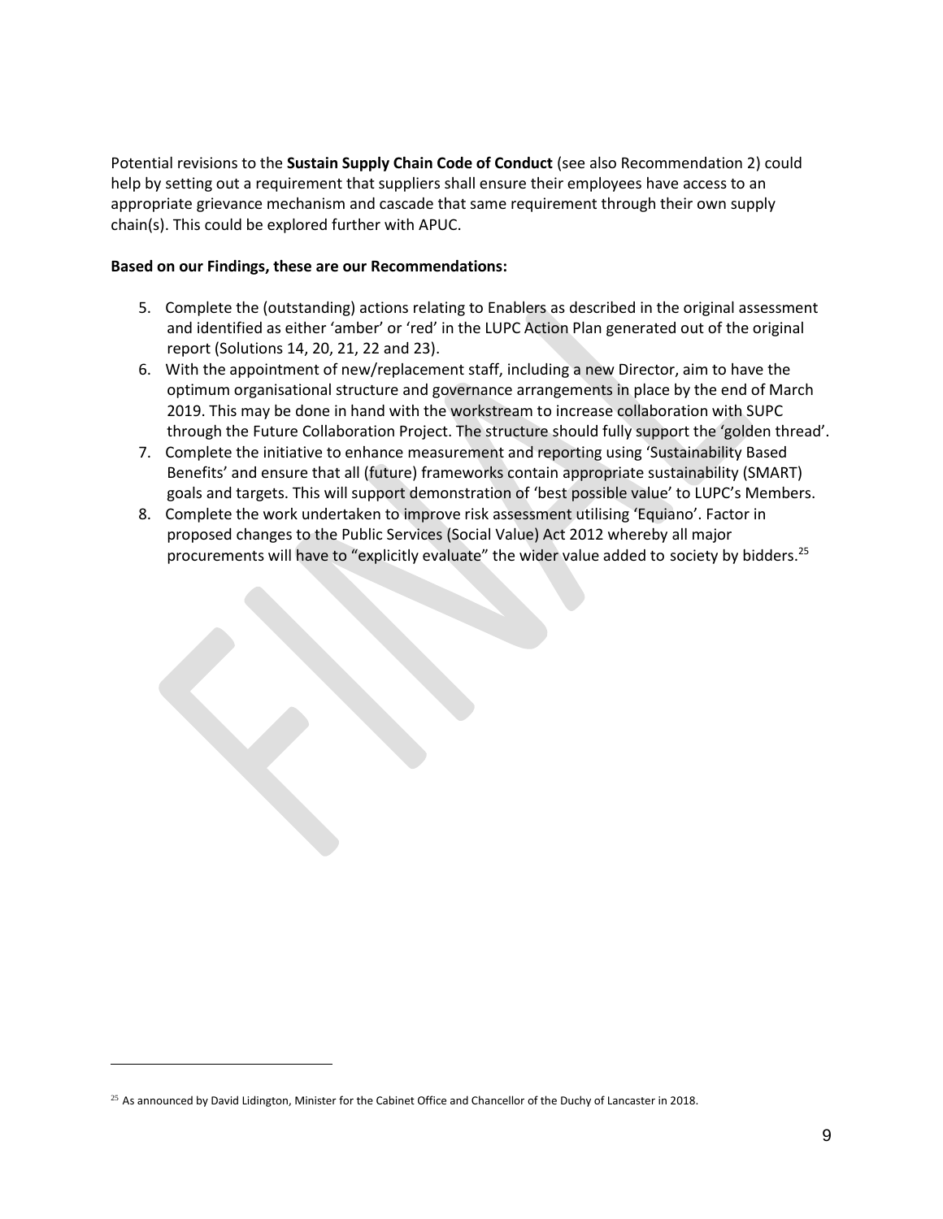Potential revisions to the **Sustain Supply Chain Code of Conduct** (see also Recommendation 2) could help by setting out a requirement that suppliers shall ensure their employees have access to an appropriate grievance mechanism and cascade that same requirement through their own supply chain(s). This could be explored further with APUC.

**Based on our Findings, these are our Recommendations:**

5. Complete the (outstanding) actions relating to Enablers as described in the original assessment and identified as either 'amber' or 'red' in the LUPC Action Plan generated out of the original report (Solutions 14, 20, 21, 22 and 23).
6. With the appointment of new/replacement staff, including a new Director, aim to have the optimum organisational structure and governance arrangements in place by the end of March 2019. This may be done in hand with the workstream to increase collaboration with SUPC through the Future Collaboration Project. The structure should fully support the 'golden thread'.
7. Complete the initiative to enhance measurement and reporting using 'Sustainability Based Benefits' and ensure that all (future) frameworks contain appropriate sustainability (SMART) goals and targets. This will support demonstration of 'best possible value' to LUPC's Members.
8. Complete the work undertaken to improve risk assessment utilising 'Equiano'. Factor in proposed changes to the Public Services (Social Value) Act 2012 whereby all major procurements will have to "explicitly evaluate" the wider value added to society by bidders.[25]

[25] As announced by David Lidington, Minister for the Cabinet Office and Chancellor of the Duchy of Lancaster in 2018.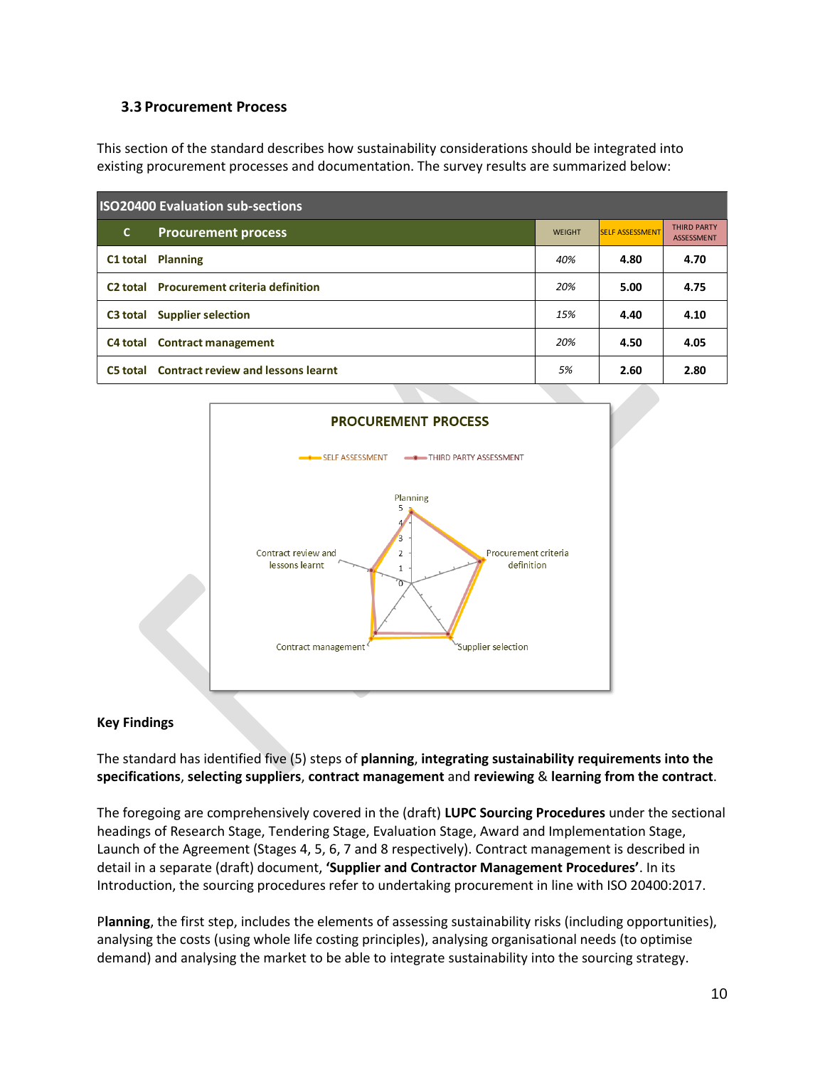### 3.3 Procurement Process

This section of the standard describes how sustainability considerations should be integrated into existing procurement processes and documentation. The survey results are summarized below:

| ISO20400 Evaluation sub-sections | | | | |
|---|---|---|---|---|
| **C** | **Procurement process** | WEIGHT | SELF ASSESSMENT | THIRD PARTY ASSESSMENT |
| **C1 total** | **Planning** | *40%* | **4.80** | **4.70** |
| **C2 total** | **Procurement criteria definition** | *20%* | **5.00** | **4.75** |
| **C3 total** | **Supplier selection** | *15%* | **4.40** | **4.10** |
| **C4 total** | **Contract management** | *20%* | **4.50** | **4.05** |
| **C5 total** | **Contract review and lessons learnt** | *5%* | **2.60** | **2.80** |

**Key Findings**

The standard has identified five (5) steps of **planning**, **integrating sustainability requirements into the specifications**, **selecting suppliers**, **contract management** and **reviewing** & **learning from the contract**.

The foregoing are comprehensively covered in the (draft) **LUPC Sourcing Procedures** under the sectional headings of Research Stage, Tendering Stage, Evaluation Stage, Award and Implementation Stage, Launch of the Agreement (Stages 4, 5, 6, 7 and 8 respectively). Contract management is described in detail in a separate (draft) document, **'Supplier and Contractor Management Procedures'**. In its Introduction, the sourcing procedures refer to undertaking procurement in line with ISO 20400:2017.

**Planning**, the first step, includes the elements of assessing sustainability risks (including opportunities), analysing the costs (using whole life costing principles), analysing organisational needs (to optimise demand) and analysing the market to be able to integrate sustainability into the sourcing strategy.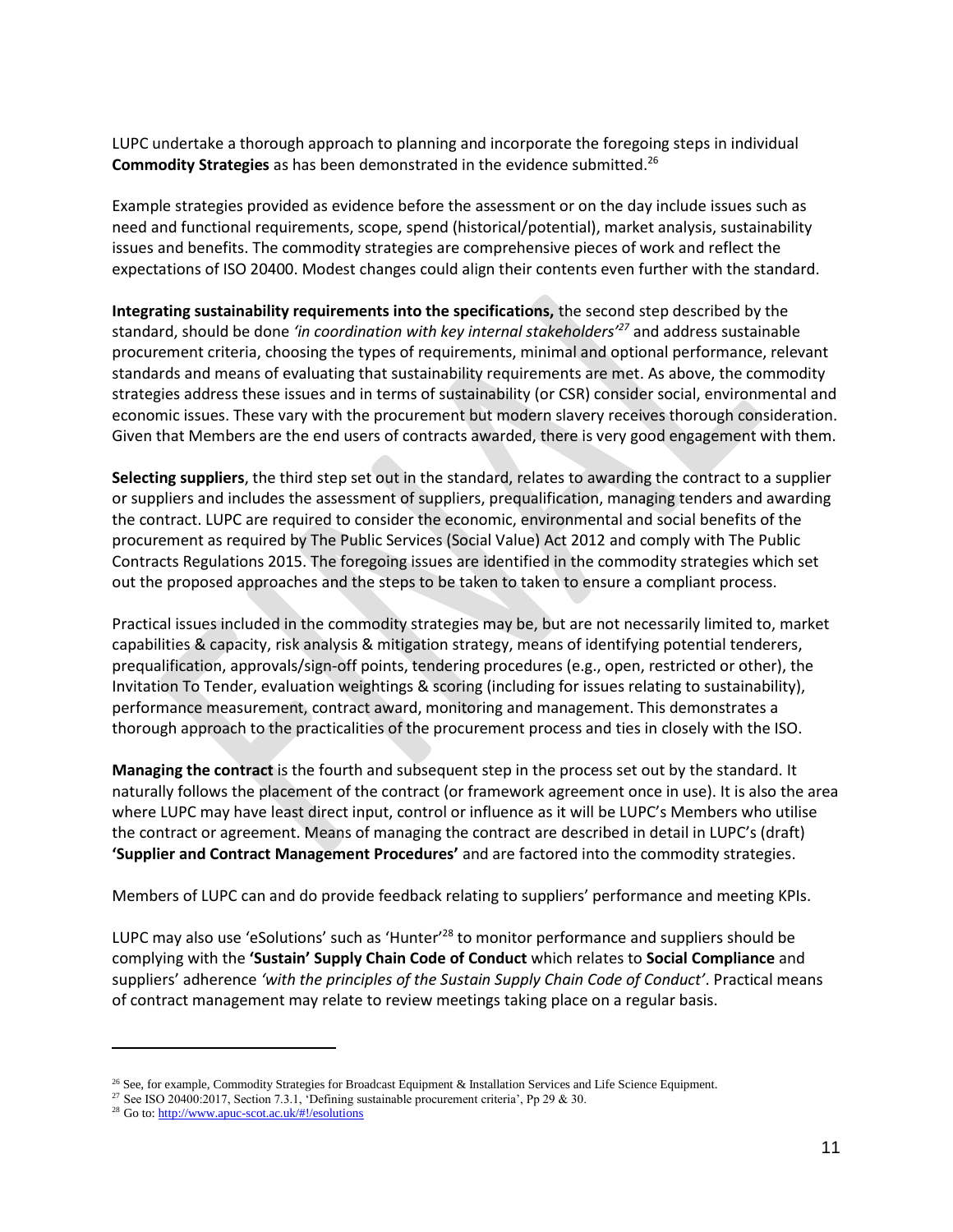LUPC undertake a thorough approach to planning and incorporate the foregoing steps in individual **Commodity Strategies** as has been demonstrated in the evidence submitted.[26]

Example strategies provided as evidence before the assessment or on the day include issues such as need and functional requirements, scope, spend (historical/potential), market analysis, sustainability issues and benefits. The commodity strategies are comprehensive pieces of work and reflect the expectations of ISO 20400. Modest changes could align their contents even further with the standard.

**Integrating sustainability requirements into the specifications,** the second step described by the standard, should be done *'in coordination with key internal stakeholders'*[27] and address sustainable procurement criteria, choosing the types of requirements, minimal and optional performance, relevant standards and means of evaluating that sustainability requirements are met. As above, the commodity strategies address these issues and in terms of sustainability (or CSR) consider social, environmental and economic issues. These vary with the procurement but modern slavery receives thorough consideration. Given that Members are the end users of contracts awarded, there is very good engagement with them.

**Selecting suppliers**, the third step set out in the standard, relates to awarding the contract to a supplier or suppliers and includes the assessment of suppliers, prequalification, managing tenders and awarding the contract. LUPC are required to consider the economic, environmental and social benefits of the procurement as required by The Public Services (Social Value) Act 2012 and comply with The Public Contracts Regulations 2015. The foregoing issues are identified in the commodity strategies which set out the proposed approaches and the steps to be taken to taken to ensure a compliant process.

Practical issues included in the commodity strategies may be, but are not necessarily limited to, market capabilities & capacity, risk analysis & mitigation strategy, means of identifying potential tenderers, prequalification, approvals/sign-off points, tendering procedures (e.g., open, restricted or other), the Invitation To Tender, evaluation weightings & scoring (including for issues relating to sustainability), performance measurement, contract award, monitoring and management. This demonstrates a thorough approach to the practicalities of the procurement process and ties in closely with the ISO.

**Managing the contract** is the fourth and subsequent step in the process set out by the standard. It naturally follows the placement of the contract (or framework agreement once in use). It is also the area where LUPC may have least direct input, control or influence as it will be LUPC's Members who utilise the contract or agreement. Means of managing the contract are described in detail in LUPC's (draft) **'Supplier and Contract Management Procedures'** and are factored into the commodity strategies.

Members of LUPC can and do provide feedback relating to suppliers' performance and meeting KPIs.

LUPC may also use 'eSolutions' such as 'Hunter'[28] to monitor performance and suppliers should be complying with the **'Sustain' Supply Chain Code of Conduct** which relates to **Social Compliance** and suppliers' adherence *'with the principles of the Sustain Supply Chain Code of Conduct'*. Practical means of contract management may relate to review meetings taking place on a regular basis.

---

[26] See, for example, Commodity Strategies for Broadcast Equipment & Installation Services and Life Science Equipment.

[27] See ISO 20400:2017, Section 7.3.1, 'Defining sustainable procurement criteria', Pp 29 & 30.

[28] Go to: http://www.apuc-scot.ac.uk/#!/esolutions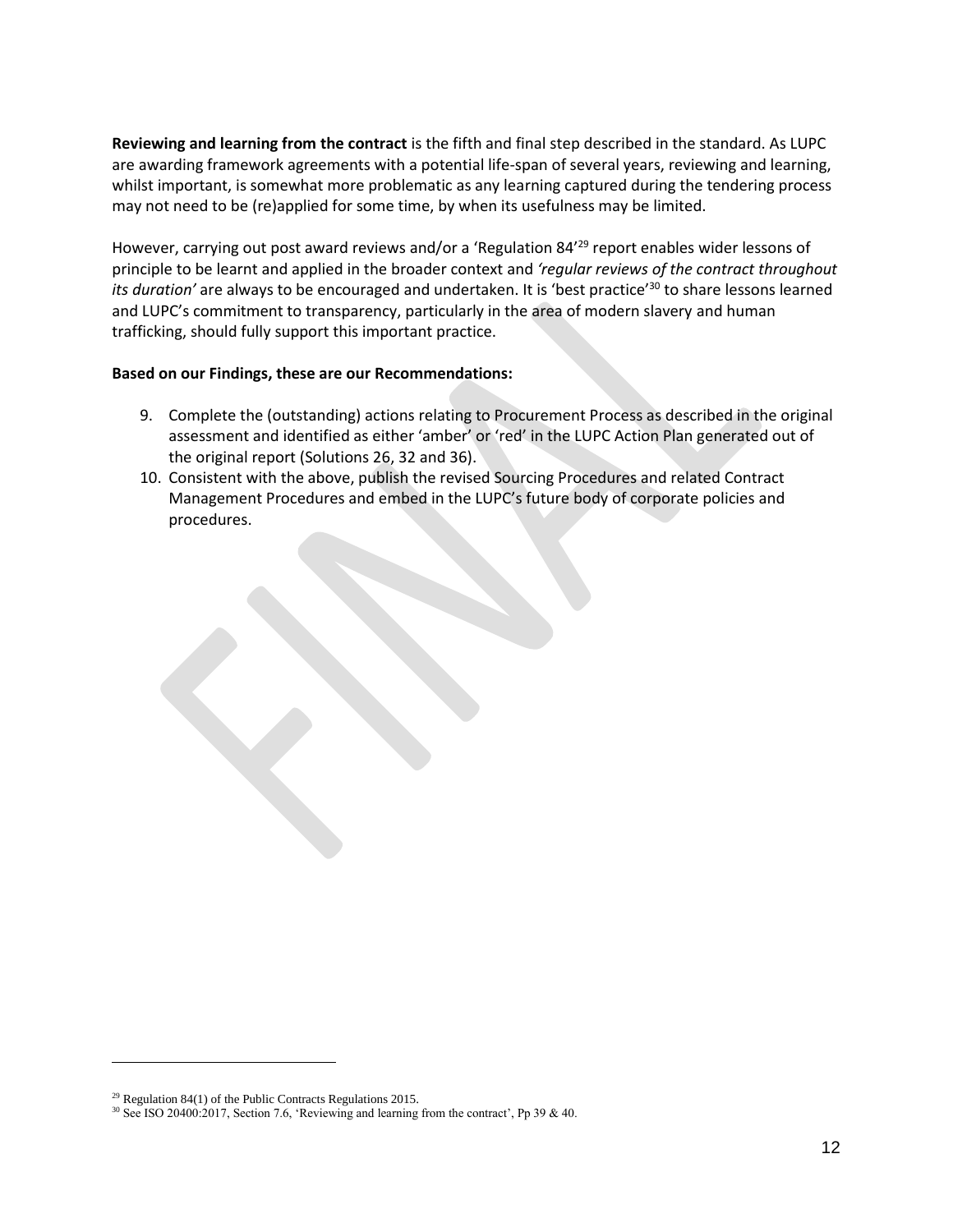**Reviewing and learning from the contract** is the fifth and final step described in the standard. As LUPC are awarding framework agreements with a potential life-span of several years, reviewing and learning, whilst important, is somewhat more problematic as any learning captured during the tendering process may not need to be (re)applied for some time, by when its usefulness may be limited.

However, carrying out post award reviews and/or a 'Regulation 84'[29] report enables wider lessons of principle to be learnt and applied in the broader context and *'regular reviews of the contract throughout its duration'* are always to be encouraged and undertaken. It is 'best practice'[30] to share lessons learned and LUPC's commitment to transparency, particularly in the area of modern slavery and human trafficking, should fully support this important practice.

**Based on our Findings, these are our Recommendations:**

9. Complete the (outstanding) actions relating to Procurement Process as described in the original assessment and identified as either 'amber' or 'red' in the LUPC Action Plan generated out of the original report (Solutions 26, 32 and 36).
10. Consistent with the above, publish the revised Sourcing Procedures and related Contract Management Procedures and embed in the LUPC's future body of corporate policies and procedures.

---

[29] Regulation 84(1) of the Public Contracts Regulations 2015.

[30] See ISO 20400:2017, Section 7.6, 'Reviewing and learning from the contract', Pp 39 & 40.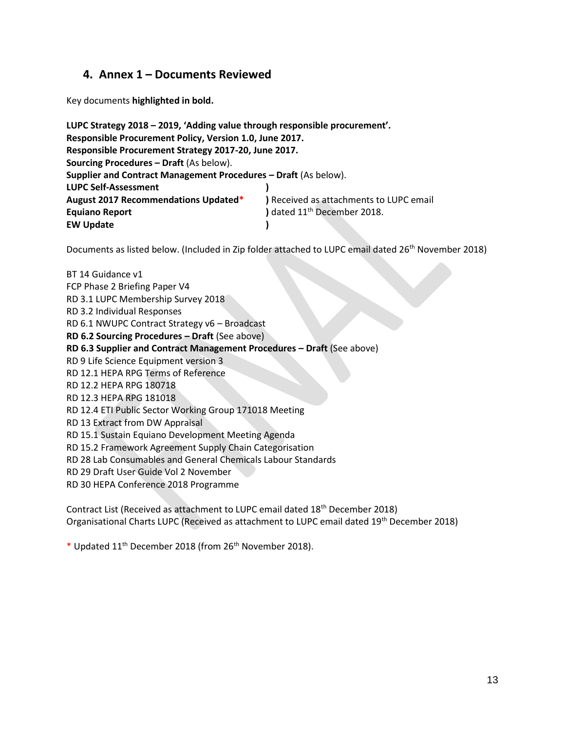## 4. Annex 1 – Documents Reviewed

Key documents **highlighted in bold.**

**LUPC Strategy 2018 – 2019, 'Adding value through responsible procurement'.**
**Responsible Procurement Policy, Version 1.0, June 2017.**
**Responsible Procurement Strategy 2017-20, June 2017.**
**Sourcing Procedures – Draft** (As below).
**Supplier and Contract Management Procedures – Draft** (As below).

| | |
|---|---|
| **LUPC Self-Assessment** | **)** |
| **August 2017 Recommendations Updated*** | **)** Received as attachments to LUPC email |
| **Equiano Report** | **)** dated 11th December 2018. |
| **EW Update** | **)** |

Documents as listed below. (Included in Zip folder attached to LUPC email dated 26th November 2018)

BT 14 Guidance v1
FCP Phase 2 Briefing Paper V4
RD 3.1 LUPC Membership Survey 2018
RD 3.2 Individual Responses
RD 6.1 NWUPC Contract Strategy v6 – Broadcast
**RD 6.2 Sourcing Procedures – Draft** (See above)
**RD 6.3 Supplier and Contract Management Procedures – Draft** (See above)
RD 9 Life Science Equipment version 3
RD 12.1 HEPA RPG Terms of Reference
RD 12.2 HEPA RPG 180718
RD 12.3 HEPA RPG 181018
RD 12.4 ETI Public Sector Working Group 171018 Meeting
RD 13 Extract from DW Appraisal
RD 15.1 Sustain Equiano Development Meeting Agenda
RD 15.2 Framework Agreement Supply Chain Categorisation
RD 28 Lab Consumables and General Chemicals Labour Standards
RD 29 Draft User Guide Vol 2 November
RD 30 HEPA Conference 2018 Programme

Contract List (Received as attachment to LUPC email dated 18th December 2018)
Organisational Charts LUPC (Received as attachment to LUPC email dated 19th December 2018)

* Updated 11th December 2018 (from 26th November 2018).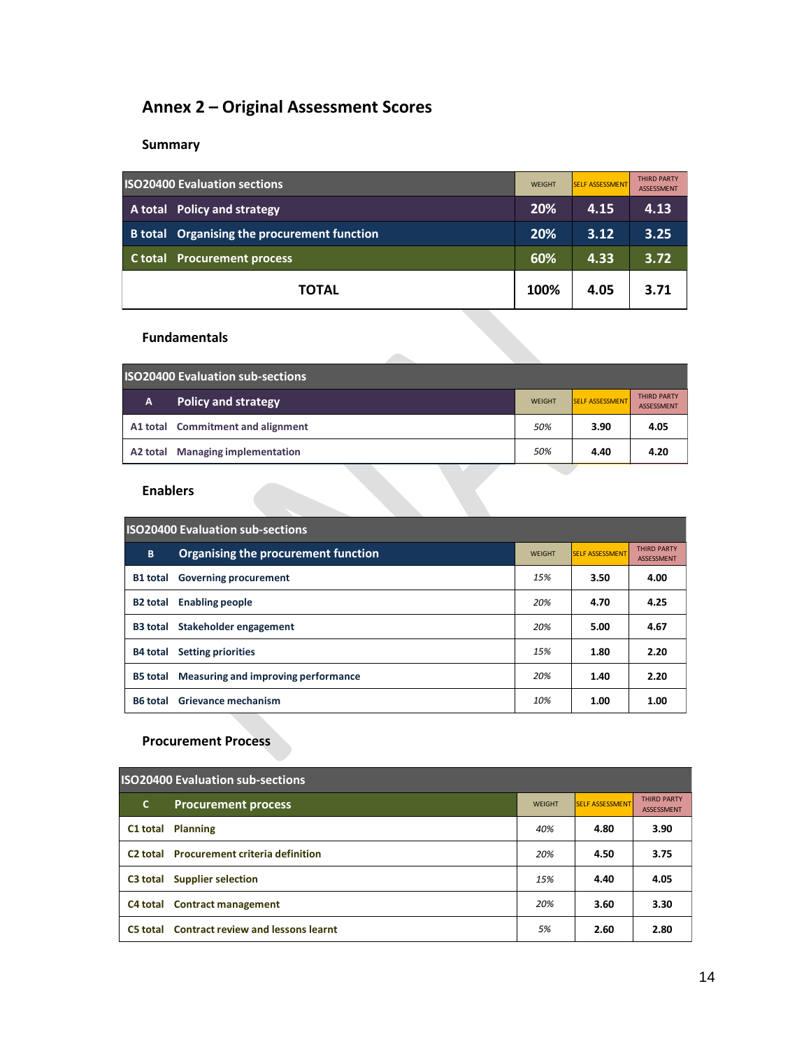## Annex 2 – Original Assessment Scores

### Summary

| ISO20400 Evaluation sections | | WEIGHT | SELF ASSESSMENT | THIRD PARTY ASSESSMENT |
|---|---|---|---|---|
| A total | Policy and strategy | 20% | 4.15 | 4.13 |
| B total | Organising the procurement function | 20% | 3.12 | 3.25 |
| C total | Procurement process | 60% | 4.33 | 3.72 |
| TOTAL | | 100% | 4.05 | 3.71 |

### Fundamentals

| ISO20400 Evaluation sub-sections | | | | |
|---|---|---|---|---|
| A | Policy and strategy | WEIGHT | SELF ASSESSMENT | THIRD PARTY ASSESSMENT |
| A1 total | Commitment and alignment | *50%* | 3.90 | 4.05 |
| A2 total | Managing implementation | *50%* | 4.40 | 4.20 |

### Enablers

| ISO20400 Evaluation sub-sections | | | | |
|---|---|---|---|---|
| B | Organising the procurement function | WEIGHT | SELF ASSESSMENT | THIRD PARTY ASSESSMENT |
| B1 total | Governing procurement | *15%* | 3.50 | 4.00 |
| B2 total | Enabling people | *20%* | 4.70 | 4.25 |
| B3 total | Stakeholder engagement | *20%* | 5.00 | 4.67 |
| B4 total | Setting priorities | *15%* | 1.80 | 2.20 |
| B5 total | Measuring and improving performance | *20%* | 1.40 | 2.20 |
| B6 total | Grievance mechanism | *10%* | 1.00 | 1.00 |

### Procurement Process

| ISO20400 Evaluation sub-sections | | | | |
|---|---|---|---|---|
| C | Procurement process | WEIGHT | SELF ASSESSMENT | THIRD PARTY ASSESSMENT |
| C1 total | Planning | *40%* | 4.80 | 3.90 |
| C2 total | Procurement criteria definition | *20%* | 4.50 | 3.75 |
| C3 total | Supplier selection | *15%* | 4.40 | 4.05 |
| C4 total | Contract management | *20%* | 3.60 | 3.30 |
| C5 total | Contract review and lessons learnt | *5%* | 2.60 | 2.80 |